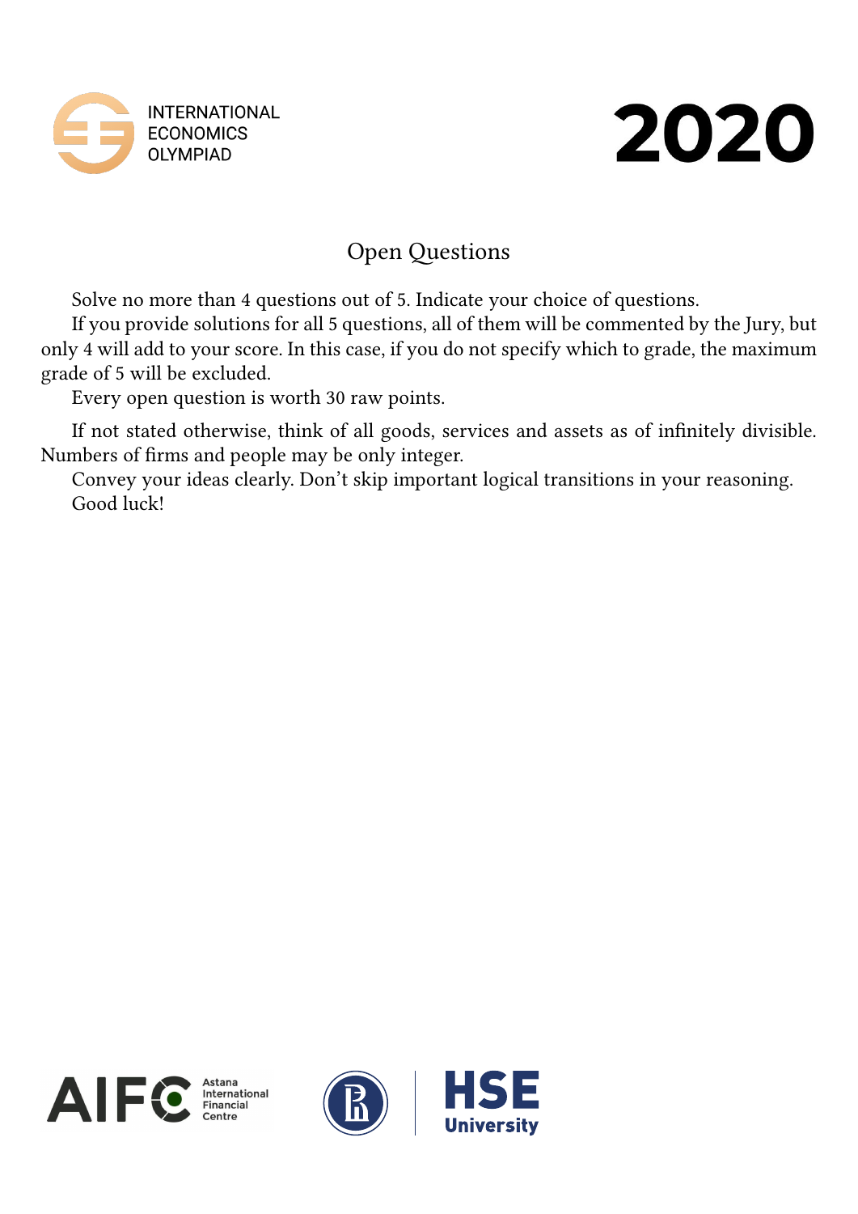INTERNATIONAL ECONOMICS OLYMPIAD

# 2020

## Open Questions

Solve no more than 4 questions out of 5. Indicate your choice of questions.

If you provide solutions for all 5 questions, all of them will be commented by the Jury, but only 4 will add to your score. In this case, if you do not specify which to grade, the maximum grade of 5 will be excluded.

Every open question is worth 30 raw points.

If not stated otherwise, think of all goods, services and assets as of infinitely divisible. Numbers of firms and people may be only integer.

Convey your ideas clearly. Don't skip important logical transitions in your reasoning.

Good luck!

AIFC Astana International Financial Centre

HSE University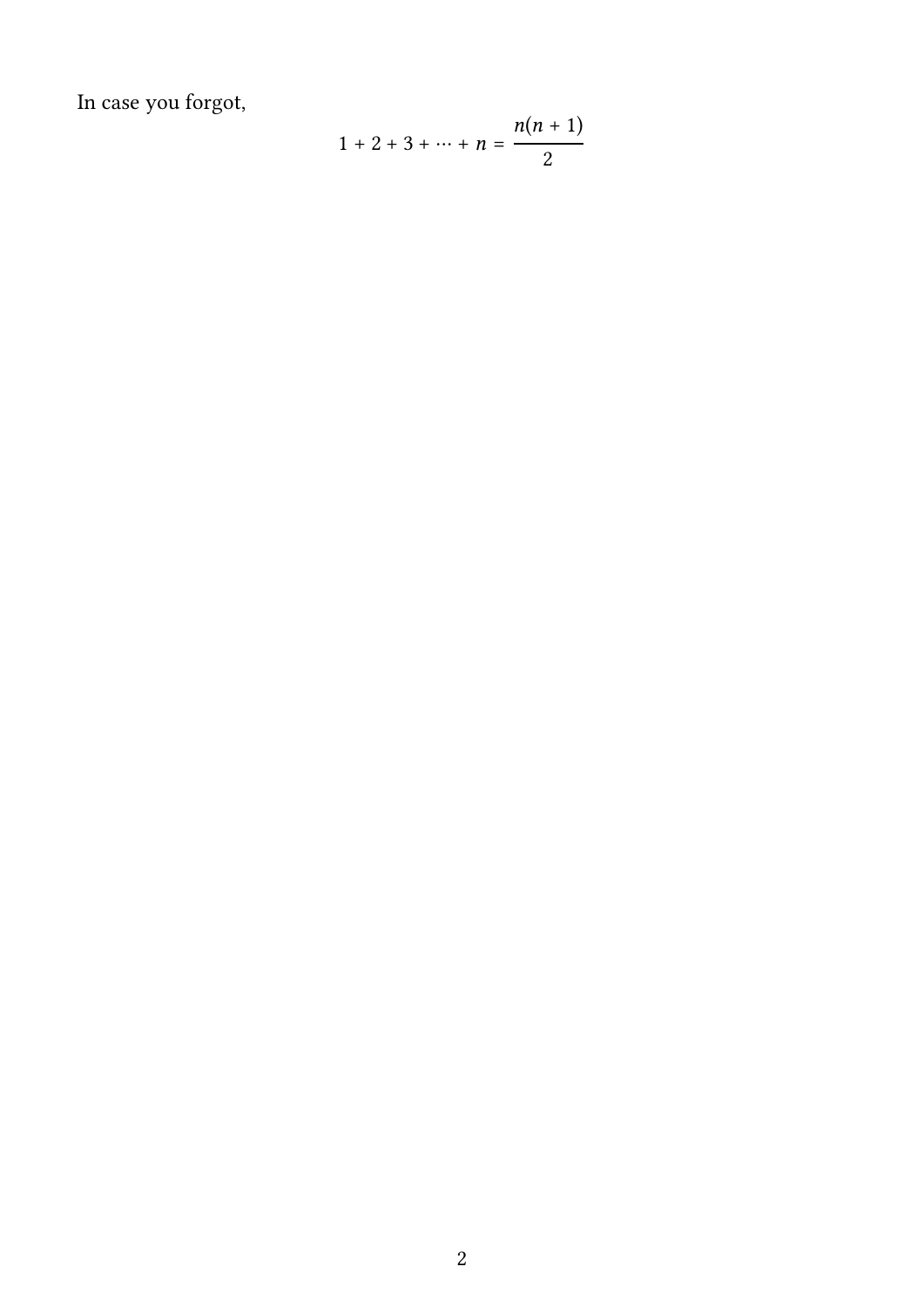In case you forgot,

$$1 + 2 + 3 + \cdots + n = \frac{n(n+1)}{2}$$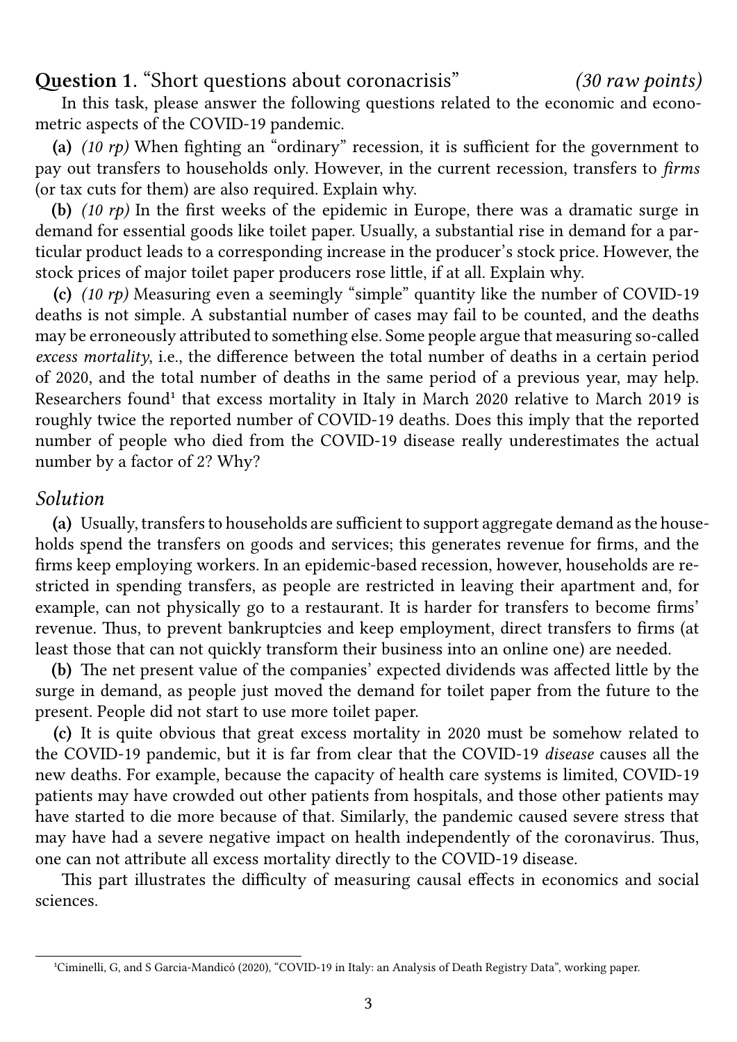## **Question 1**. "Short questions about coronacrisis" *(30 raw points)*

In this task, please answer the following questions related to the economic and econometric aspects of the COVID-19 pandemic.

**(a)** *(10 rp)* When fighting an "ordinary" recession, it is sufficient for the government to pay out transfers to households only. However, in the current recession, transfers to *firms* (or tax cuts for them) are also required. Explain why.

**(b)** *(10 rp)* In the first weeks of the epidemic in Europe, there was a dramatic surge in demand for essential goods like toilet paper. Usually, a substantial rise in demand for a particular product leads to a corresponding increase in the producer's stock price. However, the stock prices of major toilet paper producers rose little, if at all. Explain why.

**(c)** *(10 rp)* Measuring even a seemingly "simple" quantity like the number of COVID-19 deaths is not simple. A substantial number of cases may fail to be counted, and the deaths may be erroneously attributed to something else. Some people argue that measuring so-called *excess mortality*, i.e., the difference between the total number of deaths in a certain period of 2020, and the total number of deaths in the same period of a previous year, may help. Researchers found[1] that excess mortality in Italy in March 2020 relative to March 2019 is roughly twice the reported number of COVID-19 deaths. Does this imply that the reported number of people who died from the COVID-19 disease really underestimates the actual number by a factor of 2? Why?

### *Solution*

**(a)** Usually, transfers to households are sufficient to support aggregate demand as the households spend the transfers on goods and services; this generates revenue for firms, and the firms keep employing workers. In an epidemic-based recession, however, households are restricted in spending transfers, as people are restricted in leaving their apartment and, for example, can not physically go to a restaurant. It is harder for transfers to become firms' revenue. Thus, to prevent bankruptcies and keep employment, direct transfers to firms (at least those that can not quickly transform their business into an online one) are needed.

**(b)** The net present value of the companies' expected dividends was affected little by the surge in demand, as people just moved the demand for toilet paper from the future to the present. People did not start to use more toilet paper.

**(c)** It is quite obvious that great excess mortality in 2020 must be somehow related to the COVID-19 pandemic, but it is far from clear that the COVID-19 *disease* causes all the new deaths. For example, because the capacity of health care systems is limited, COVID-19 patients may have crowded out other patients from hospitals, and those other patients may have started to die more because of that. Similarly, the pandemic caused severe stress that may have had a severe negative impact on health independently of the coronavirus. Thus, one can not attribute all excess mortality directly to the COVID-19 disease.

This part illustrates the difficulty of measuring causal effects in economics and social sciences.

---

[1] Ciminelli, G, and S Garcia-Mandicó (2020), "COVID-19 in Italy: an Analysis of Death Registry Data", working paper.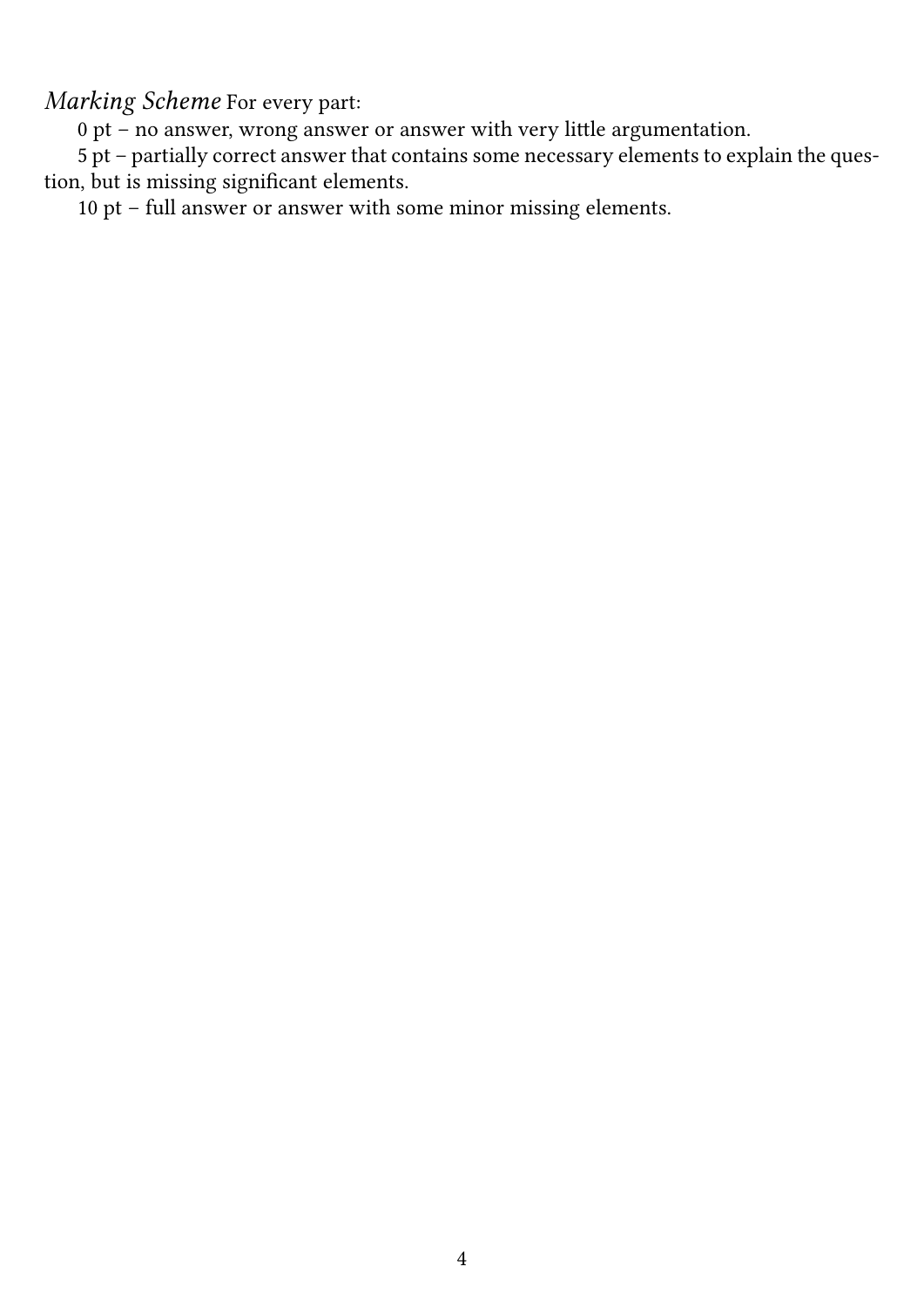*Marking Scheme* For every part:

0 pt – no answer, wrong answer or answer with very little argumentation.

5 pt – partially correct answer that contains some necessary elements to explain the question, but is missing significant elements.

10 pt – full answer or answer with some minor missing elements.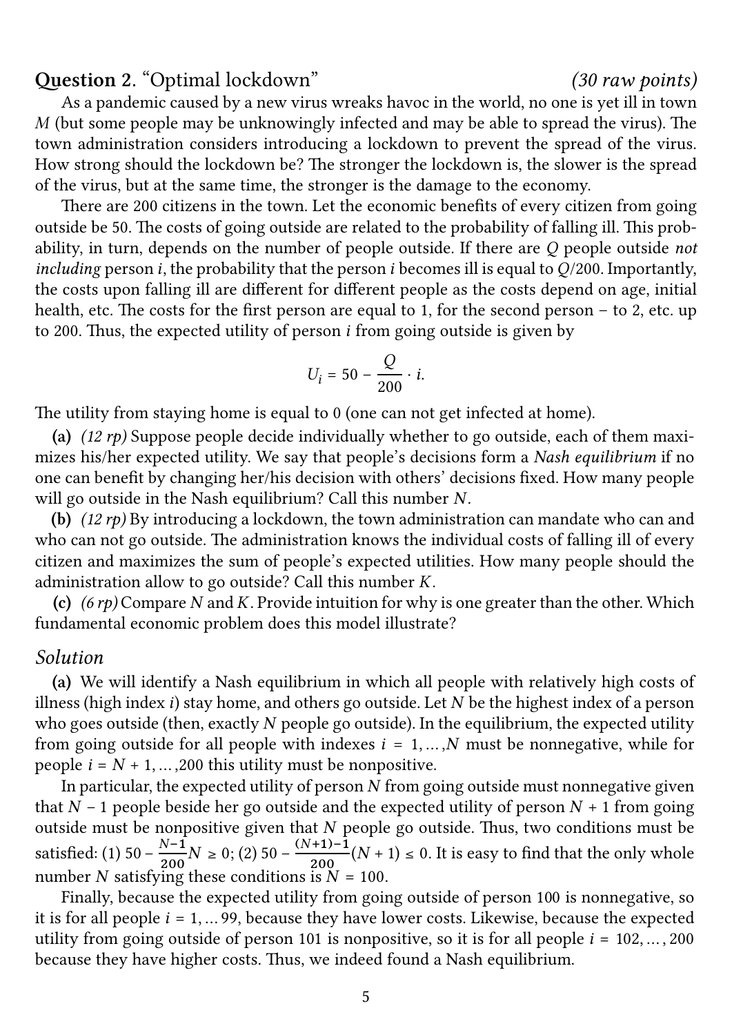## Question 2. "Optimal lockdown" *(30 raw points)*

As a pandemic caused by a new virus wreaks havoc in the world, no one is yet ill in town $M$ (but some people may be unknowingly infected and may be able to spread the virus). The town administration considers introducing a lockdown to prevent the spread of the virus. How strong should the lockdown be? The stronger the lockdown is, the slower is the spread of the virus, but at the same time, the stronger is the damage to the economy.

There are 200 citizens in the town. Let the economic benefits of every citizen from going outside be 50. The costs of going outside are related to the probability of falling ill. This probability, in turn, depends on the number of people outside. If there are $Q$ people outside *not including* person $i$, the probability that the person $i$ becomes ill is equal to $Q/200$. Importantly, the costs upon falling ill are different for different people as the costs depend on age, initial health, etc. The costs for the first person are equal to 1, for the second person – to 2, etc. up to 200. Thus, the expected utility of person $i$ from going outside is given by

$$U_i = 50 - \frac{Q}{200} \cdot i.$$

The utility from staying home is equal to 0 (one can not get infected at home).

**(a)** *(12 rp)* Suppose people decide individually whether to go outside, each of them maximizes his/her expected utility. We say that people's decisions form a *Nash equilibrium* if no one can benefit by changing her/his decision with others' decisions fixed. How many people will go outside in the Nash equilibrium? Call this number $N$.

**(b)** *(12 rp)* By introducing a lockdown, the town administration can mandate who can and who can not go outside. The administration knows the individual costs of falling ill of every citizen and maximizes the sum of people's expected utilities. How many people should the administration allow to go outside? Call this number $K$.

**(c)** *(6 rp)* Compare $N$ and $K$. Provide intuition for why is one greater than the other. Which fundamental economic problem does this model illustrate?

### *Solution*

**(a)** We will identify a Nash equilibrium in which all people with relatively high costs of illness (high index $i$) stay home, and others go outside. Let $N$ be the highest index of a person who goes outside (then, exactly $N$ people go outside). In the equilibrium, the expected utility from going outside for all people with indexes $i = 1, \dots, N$ must be nonnegative, while for people $i = N+1, \dots, 200$ this utility must be nonpositive.

In particular, the expected utility of person $N$ from going outside must nonnegative given that $N - 1$ people beside her go outside and the expected utility of person $N+1$ from going outside must be nonpositive given that $N$ people go outside. Thus, two conditions must be satisfied: (1) $50 - \frac{N-1}{200}N \geq 0$; (2) $50 - \frac{(N+1)-1}{200}(N+1) \leq 0$. It is easy to find that the only whole number $N$ satisfying these conditions is $N = 100$.

Finally, because the expected utility from going outside of person 100 is nonnegative, so it is for all people $i = 1, \dots 99$, because they have lower costs. Likewise, because the expected utility from going outside of person 101 is nonpositive, so it is for all people $i = 102, \dots, 200$ because they have higher costs. Thus, we indeed found a Nash equilibrium.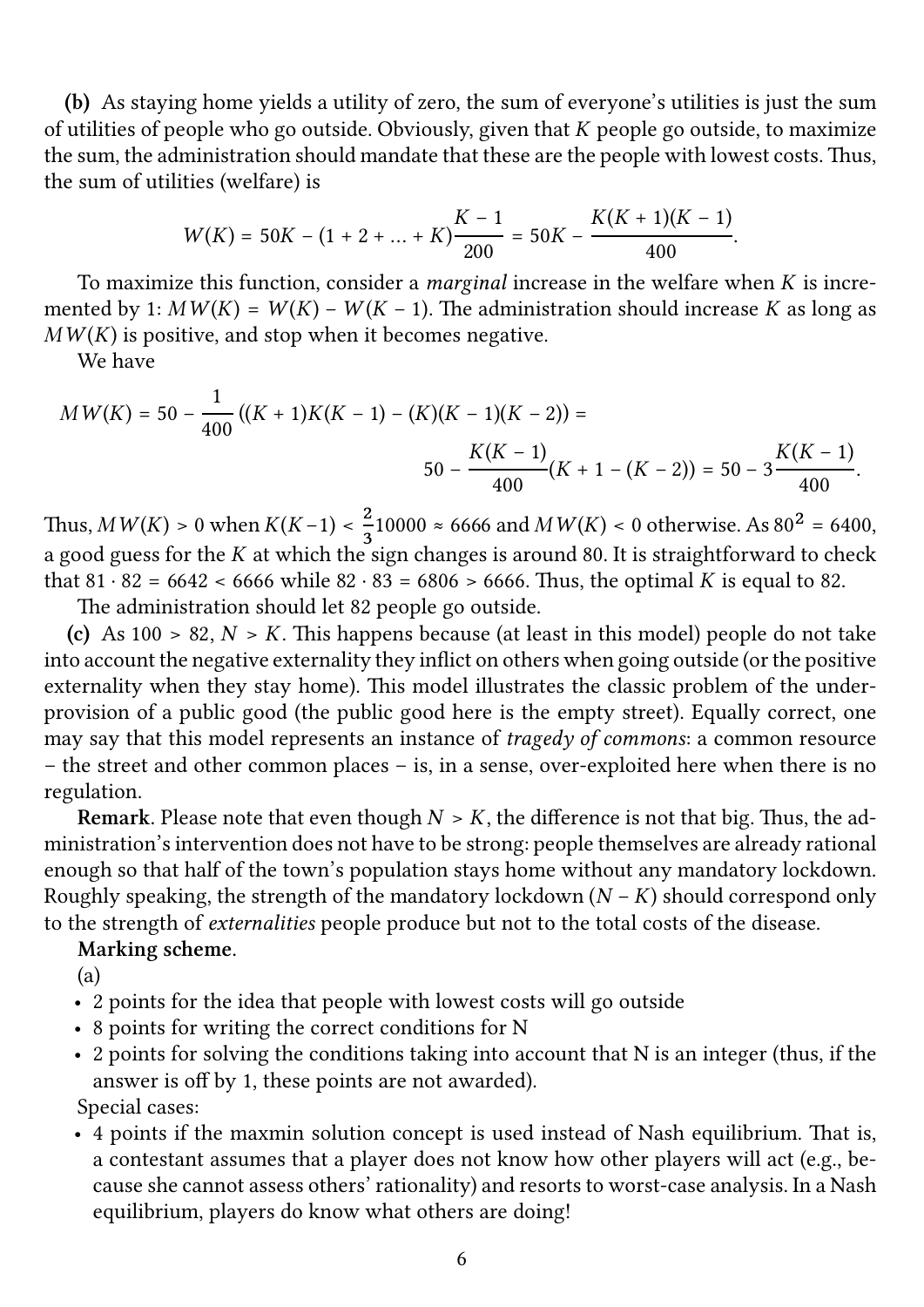**(b)** As staying home yields a utility of zero, the sum of everyone's utilities is just the sum of utilities of people who go outside. Obviously, given that $K$ people go outside, to maximize the sum, the administration should mandate that these are the people with lowest costs. Thus, the sum of utilities (welfare) is

$$W(K) = 50K - (1 + 2 + \ldots + K)\frac{K-1}{200} = 50K - \frac{K(K+1)(K-1)}{400}.$$

To maximize this function, consider a *marginal* increase in the welfare when $K$ is incremented by 1: $MW(K) = W(K) - W(K-1)$. The administration should increase $K$ as long as $MW(K)$ is positive, and stop when it becomes negative.

We have

$$MW(K) = 50 - \frac{1}{400}\left((K+1)K(K-1) - (K)(K-1)(K-2)\right) =$$
$$50 - \frac{K(K-1)}{400}(K+1-(K-2)) = 50 - 3\frac{K(K-1)}{400}.$$

Thus, $MW(K) > 0$ when $K(K-1) < \frac{2}{3}10000 \approx 6666$ and $MW(K) < 0$ otherwise. As $80^2 = 6400$, a good guess for the $K$ at which the sign changes is around 80. It is straightforward to check that $81 \cdot 82 = 6642 < 6666$ while $82 \cdot 83 = 6806 > 6666$. Thus, the optimal $K$ is equal to 82.

The administration should let 82 people go outside.

**(c)** As $100 > 82$, $N > K$. This happens because (at least in this model) people do not take into account the negative externality they inflict on others when going outside (or the positive externality when they stay home). This model illustrates the classic problem of the under-provision of a public good (the public good here is the empty street). Equally correct, one may say that this model represents an instance of *tragedy of commons*: a common resource – the street and other common places – is, in a sense, over-exploited here when there is no regulation.

**Remark**. Please note that even though $N > K$, the difference is not that big. Thus, the administration's intervention does not have to be strong: people themselves are already rational enough so that half of the town's population stays home without any mandatory lockdown. Roughly speaking, the strength of the mandatory lockdown ($N - K$) should correspond only to the strength of *externalities* people produce but not to the total costs of the disease.

**Marking scheme**.

(a)

- 2 points for the idea that people with lowest costs will go outside
- 8 points for writing the correct conditions for N
- 2 points for solving the conditions taking into account that N is an integer (thus, if the answer is off by 1, these points are not awarded).

Special cases:

- 4 points if the maxmin solution concept is used instead of Nash equilibrium. That is, a contestant assumes that a player does not know how other players will act (e.g., because she cannot assess others' rationality) and resorts to worst-case analysis. In a Nash equilibrium, players do know what others are doing!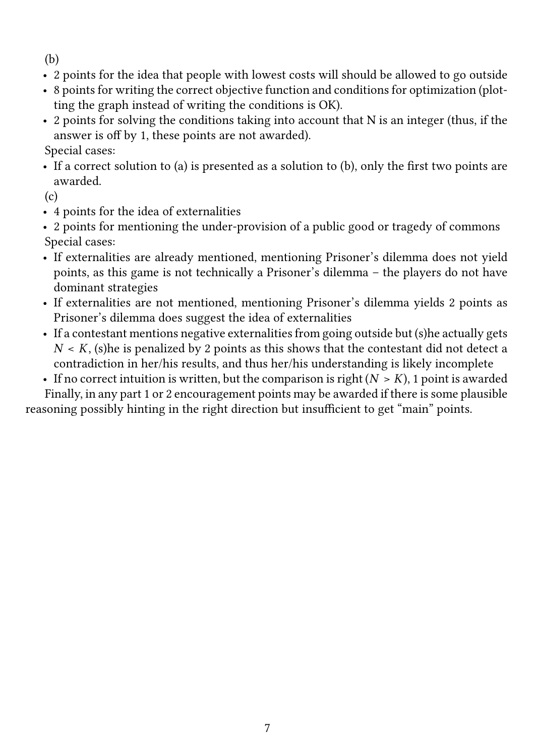(b)

- 2 points for the idea that people with lowest costs will should be allowed to go outside
- 8 points for writing the correct objective function and conditions for optimization (plotting the graph instead of writing the conditions is OK).
- 2 points for solving the conditions taking into account that N is an integer (thus, if the answer is off by 1, these points are not awarded).

Special cases:

- If a correct solution to (a) is presented as a solution to (b), only the first two points are awarded.

(c)

- 4 points for the idea of externalities
- 2 points for mentioning the under-provision of a public good or tragedy of commons

Special cases:

- If externalities are already mentioned, mentioning Prisoner's dilemma does not yield points, as this game is not technically a Prisoner's dilemma – the players do not have dominant strategies
- If externalities are not mentioned, mentioning Prisoner's dilemma yields 2 points as Prisoner's dilemma does suggest the idea of externalities
- If a contestant mentions negative externalities from going outside but (s)he actually gets $N < K$, (s)he is penalized by 2 points as this shows that the contestant did not detect a contradiction in her/his results, and thus her/his understanding is likely incomplete
- If no correct intuition is written, but the comparison is right ($N > K$), 1 point is awarded

Finally, in any part 1 or 2 encouragement points may be awarded if there is some plausible reasoning possibly hinting in the right direction but insufficient to get "main" points.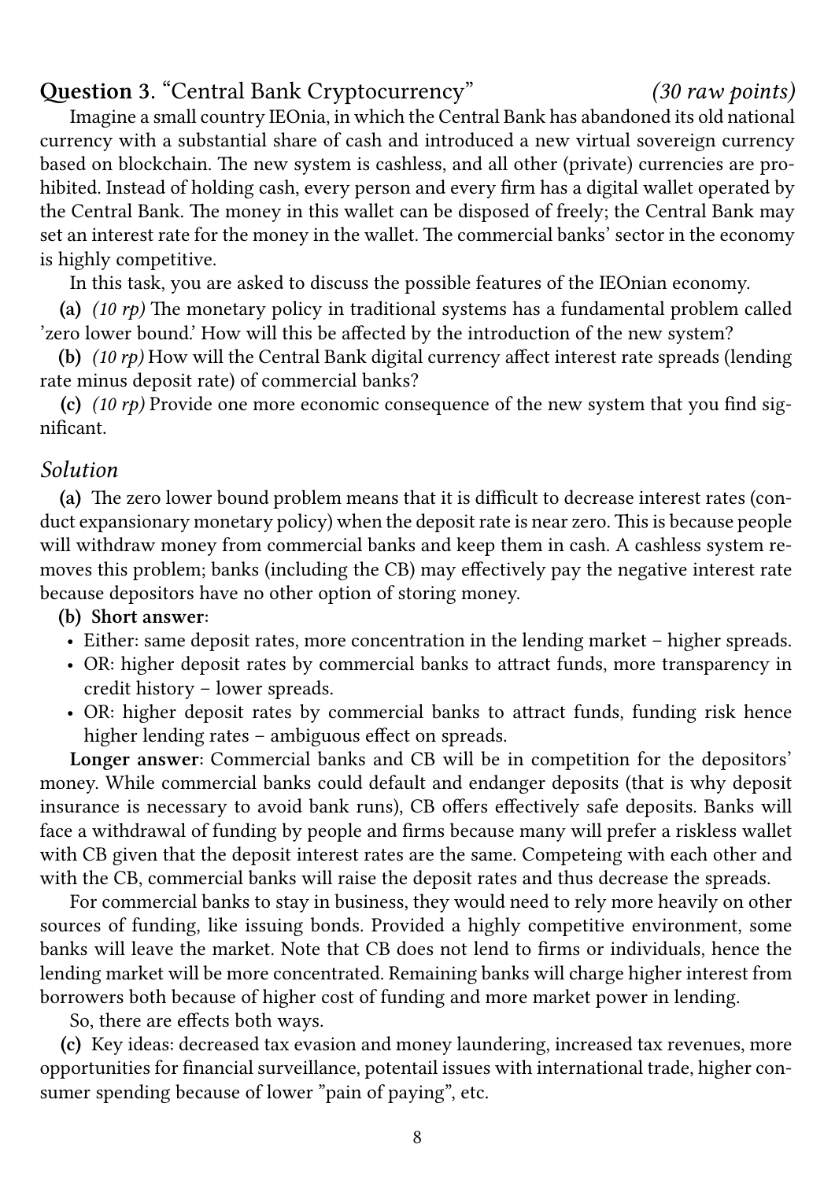## Question 3. "Central Bank Cryptocurrency" *(30 raw points)*

Imagine a small country IEOnia, in which the Central Bank has abandoned its old national currency with a substantial share of cash and introduced a new virtual sovereign currency based on blockchain. The new system is cashless, and all other (private) currencies are prohibited. Instead of holding cash, every person and every firm has a digital wallet operated by the Central Bank. The money in this wallet can be disposed of freely; the Central Bank may set an interest rate for the money in the wallet. The commercial banks' sector in the economy is highly competitive.

In this task, you are asked to discuss the possible features of the IEOnian economy.

**(a)** *(10 rp)* The monetary policy in traditional systems has a fundamental problem called 'zero lower bound.' How will this be affected by the introduction of the new system?

**(b)** *(10 rp)* How will the Central Bank digital currency affect interest rate spreads (lending rate minus deposit rate) of commercial banks?

**(c)** *(10 rp)* Provide one more economic consequence of the new system that you find significant.

### *Solution*

**(a)** The zero lower bound problem means that it is difficult to decrease interest rates (conduct expansionary monetary policy) when the deposit rate is near zero. This is because people will withdraw money from commercial banks and keep them in cash. A cashless system removes this problem; banks (including the CB) may effectively pay the negative interest rate because depositors have no other option of storing money.

**(b) Short answer**:

- Either: same deposit rates, more concentration in the lending market – higher spreads.
- OR: higher deposit rates by commercial banks to attract funds, more transparency in credit history – lower spreads.
- OR: higher deposit rates by commercial banks to attract funds, funding risk hence higher lending rates – ambiguous effect on spreads.

**Longer answer**: Commercial banks and CB will be in competition for the depositors' money. While commercial banks could default and endanger deposits (that is why deposit insurance is necessary to avoid bank runs), CB offers effectively safe deposits. Banks will face a withdrawal of funding by people and firms because many will prefer a riskless wallet with CB given that the deposit interest rates are the same. Competeing with each other and with the CB, commercial banks will raise the deposit rates and thus decrease the spreads.

For commercial banks to stay in business, they would need to rely more heavily on other sources of funding, like issuing bonds. Provided a highly competitive environment, some banks will leave the market. Note that CB does not lend to firms or individuals, hence the lending market will be more concentrated. Remaining banks will charge higher interest from borrowers both because of higher cost of funding and more market power in lending.

So, there are effects both ways.

**(c)** Key ideas: decreased tax evasion and money laundering, increased tax revenues, more opportunities for financial surveillance, potentail issues with international trade, higher consumer spending because of lower "pain of paying", etc.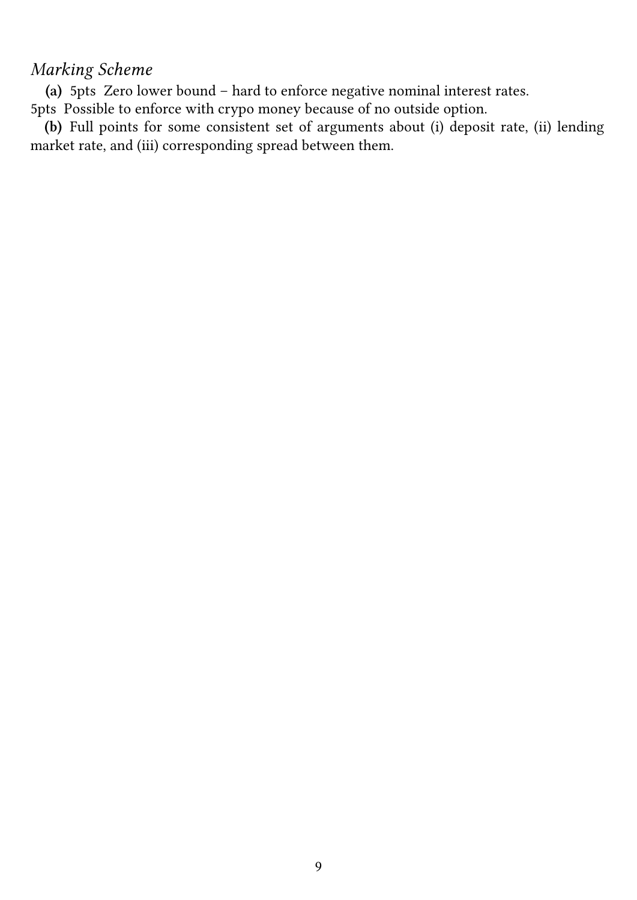*Marking Scheme*

**(a)** 5pts Zero lower bound – hard to enforce negative nominal interest rates.
5pts Possible to enforce with crypo money because of no outside option.

**(b)** Full points for some consistent set of arguments about (i) deposit rate, (ii) lending market rate, and (iii) corresponding spread between them.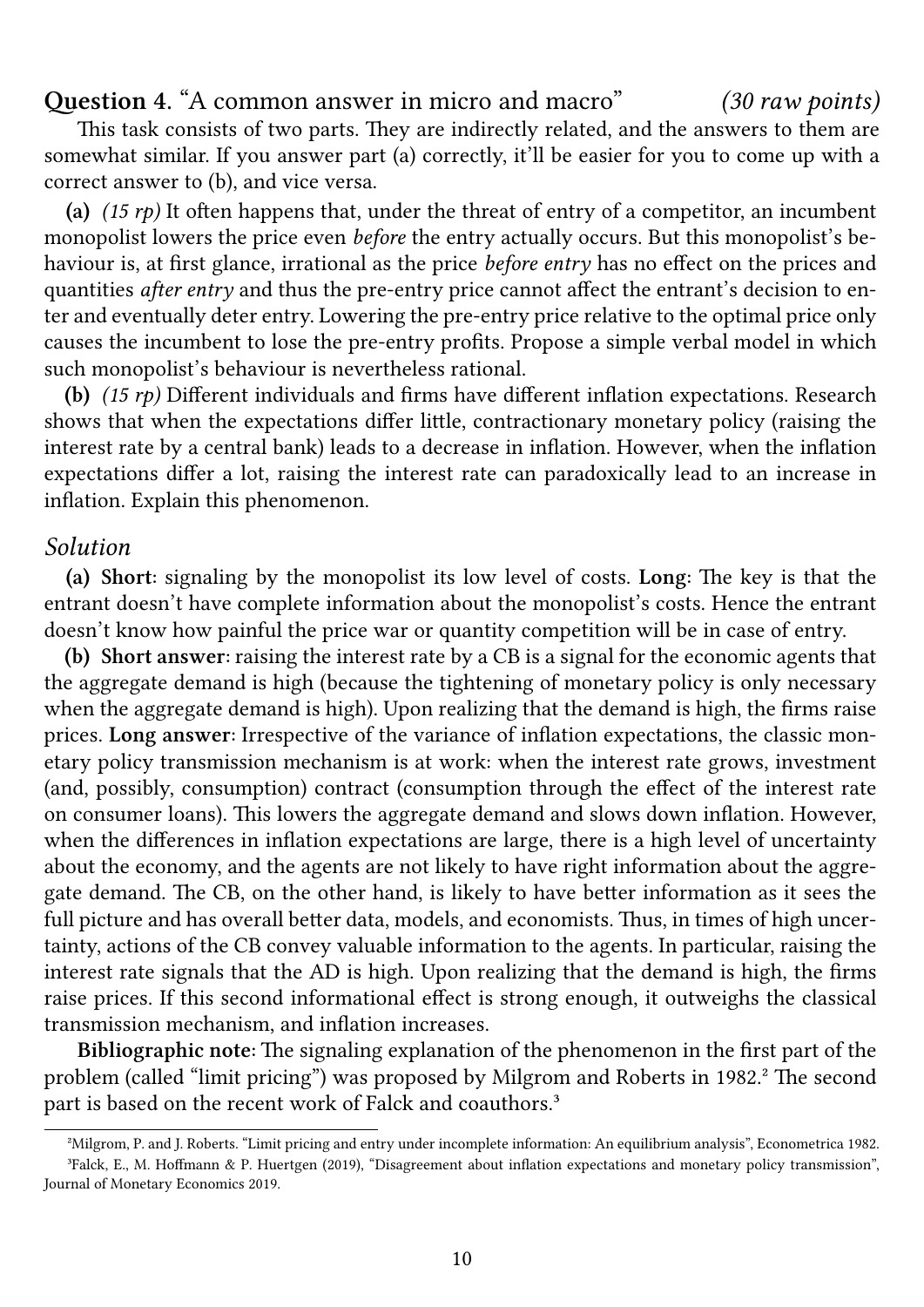## Question 4. "A common answer in micro and macro" *(30 raw points)*

This task consists of two parts. They are indirectly related, and the answers to them are somewhat similar. If you answer part (a) correctly, it'll be easier for you to come up with a correct answer to (b), and vice versa.

**(a)** *(15 rp)* It often happens that, under the threat of entry of a competitor, an incumbent monopolist lowers the price even *before* the entry actually occurs. But this monopolist's behaviour is, at first glance, irrational as the price *before entry* has no effect on the prices and quantities *after entry* and thus the pre-entry price cannot affect the entrant's decision to enter and eventually deter entry. Lowering the pre-entry price relative to the optimal price only causes the incumbent to lose the pre-entry profits. Propose a simple verbal model in which such monopolist's behaviour is nevertheless rational.

**(b)** *(15 rp)* Different individuals and firms have different inflation expectations. Research shows that when the expectations differ little, contractionary monetary policy (raising the interest rate by a central bank) leads to a decrease in inflation. However, when the inflation expectations differ a lot, raising the interest rate can paradoxically lead to an increase in inflation. Explain this phenomenon.

### *Solution*

**(a) Short**: signaling by the monopolist its low level of costs. **Long**: The key is that the entrant doesn't have complete information about the monopolist's costs. Hence the entrant doesn't know how painful the price war or quantity competition will be in case of entry.

**(b) Short answer**: raising the interest rate by a CB is a signal for the economic agents that the aggregate demand is high (because the tightening of monetary policy is only necessary when the aggregate demand is high). Upon realizing that the demand is high, the firms raise prices. **Long answer**: Irrespective of the variance of inflation expectations, the classic monetary policy transmission mechanism is at work: when the interest rate grows, investment (and, possibly, consumption) contract (consumption through the effect of the interest rate on consumer loans). This lowers the aggregate demand and slows down inflation. However, when the differences in inflation expectations are large, there is a high level of uncertainty about the economy, and the agents are not likely to have right information about the aggregate demand. The CB, on the other hand, is likely to have better information as it sees the full picture and has overall better data, models, and economists. Thus, in times of high uncertainty, actions of the CB convey valuable information to the agents. In particular, raising the interest rate signals that the AD is high. Upon realizing that the demand is high, the firms raise prices. If this second informational effect is strong enough, it outweighs the classical transmission mechanism, and inflation increases.

**Bibliographic note**: The signaling explanation of the phenomenon in the first part of the problem (called "limit pricing") was proposed by Milgrom and Roberts in 1982.[2] The second part is based on the recent work of Falck and coauthors.[3]

---

[2] Milgrom, P. and J. Roberts. "Limit pricing and entry under incomplete information: An equilibrium analysis", Econometrica 1982.

[3] Falck, E., M. Hoffmann & P. Huertgen (2019), "Disagreement about inflation expectations and monetary policy transmission", Journal of Monetary Economics 2019.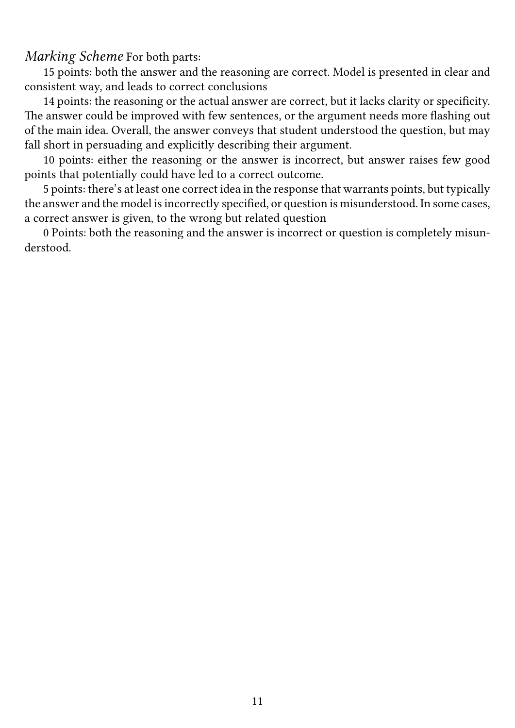*Marking Scheme* For both parts:

15 points: both the answer and the reasoning are correct. Model is presented in clear and consistent way, and leads to correct conclusions

14 points: the reasoning or the actual answer are correct, but it lacks clarity or specificity. The answer could be improved with few sentences, or the argument needs more flashing out of the main idea. Overall, the answer conveys that student understood the question, but may fall short in persuading and explicitly describing their argument.

10 points: either the reasoning or the answer is incorrect, but answer raises few good points that potentially could have led to a correct outcome.

5 points: there's at least one correct idea in the response that warrants points, but typically the answer and the model is incorrectly specified, or question is misunderstood. In some cases, a correct answer is given, to the wrong but related question

0 Points: both the reasoning and the answer is incorrect or question is completely misunderstood.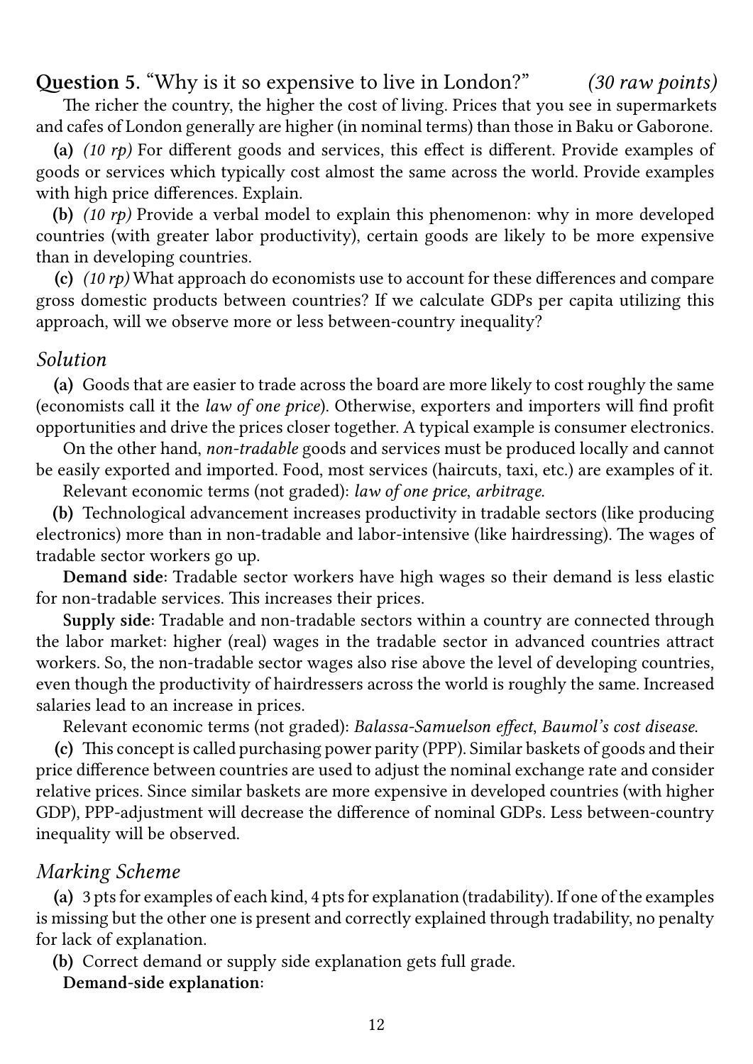**Question 5**. "Why is it so expensive to live in London?" *(30 raw points)*

The richer the country, the higher the cost of living. Prices that you see in supermarkets and cafes of London generally are higher (in nominal terms) than those in Baku or Gaborone.

**(a)** *(10 rp)* For different goods and services, this effect is different. Provide examples of goods or services which typically cost almost the same across the world. Provide examples with high price differences. Explain.

**(b)** *(10 rp)* Provide a verbal model to explain this phenomenon: why in more developed countries (with greater labor productivity), certain goods are likely to be more expensive than in developing countries.

**(c)** *(10 rp)* What approach do economists use to account for these differences and compare gross domestic products between countries? If we calculate GDPs per capita utilizing this approach, will we observe more or less between-country inequality?

### *Solution*

**(a)** Goods that are easier to trade across the board are more likely to cost roughly the same (economists call it the *law of one price*). Otherwise, exporters and importers will find profit opportunities and drive the prices closer together. A typical example is consumer electronics.

On the other hand, *non-tradable* goods and services must be produced locally and cannot be easily exported and imported. Food, most services (haircuts, taxi, etc.) are examples of it.

Relevant economic terms (not graded): *law of one price*, *arbitrage*.

**(b)** Technological advancement increases productivity in tradable sectors (like producing electronics) more than in non-tradable and labor-intensive (like hairdressing). The wages of tradable sector workers go up.

**Demand side**: Tradable sector workers have high wages so their demand is less elastic for non-tradable services. This increases their prices.

**Supply side**: Tradable and non-tradable sectors within a country are connected through the labor market: higher (real) wages in the tradable sector in advanced countries attract workers. So, the non-tradable sector wages also rise above the level of developing countries, even though the productivity of hairdressers across the world is roughly the same. Increased salaries lead to an increase in prices.

Relevant economic terms (not graded): *Balassa-Samuelson effect*, *Baumol's cost disease*.

**(c)** This concept is called purchasing power parity (PPP). Similar baskets of goods and their price difference between countries are used to adjust the nominal exchange rate and consider relative prices. Since similar baskets are more expensive in developed countries (with higher GDP), PPP-adjustment will decrease the difference of nominal GDPs. Less between-country inequality will be observed.

### *Marking Scheme*

**(a)** 3 pts for examples of each kind, 4 pts for explanation (tradability). If one of the examples is missing but the other one is present and correctly explained through tradability, no penalty for lack of explanation.

**(b)** Correct demand or supply side explanation gets full grade.

**Demand-side explanation**: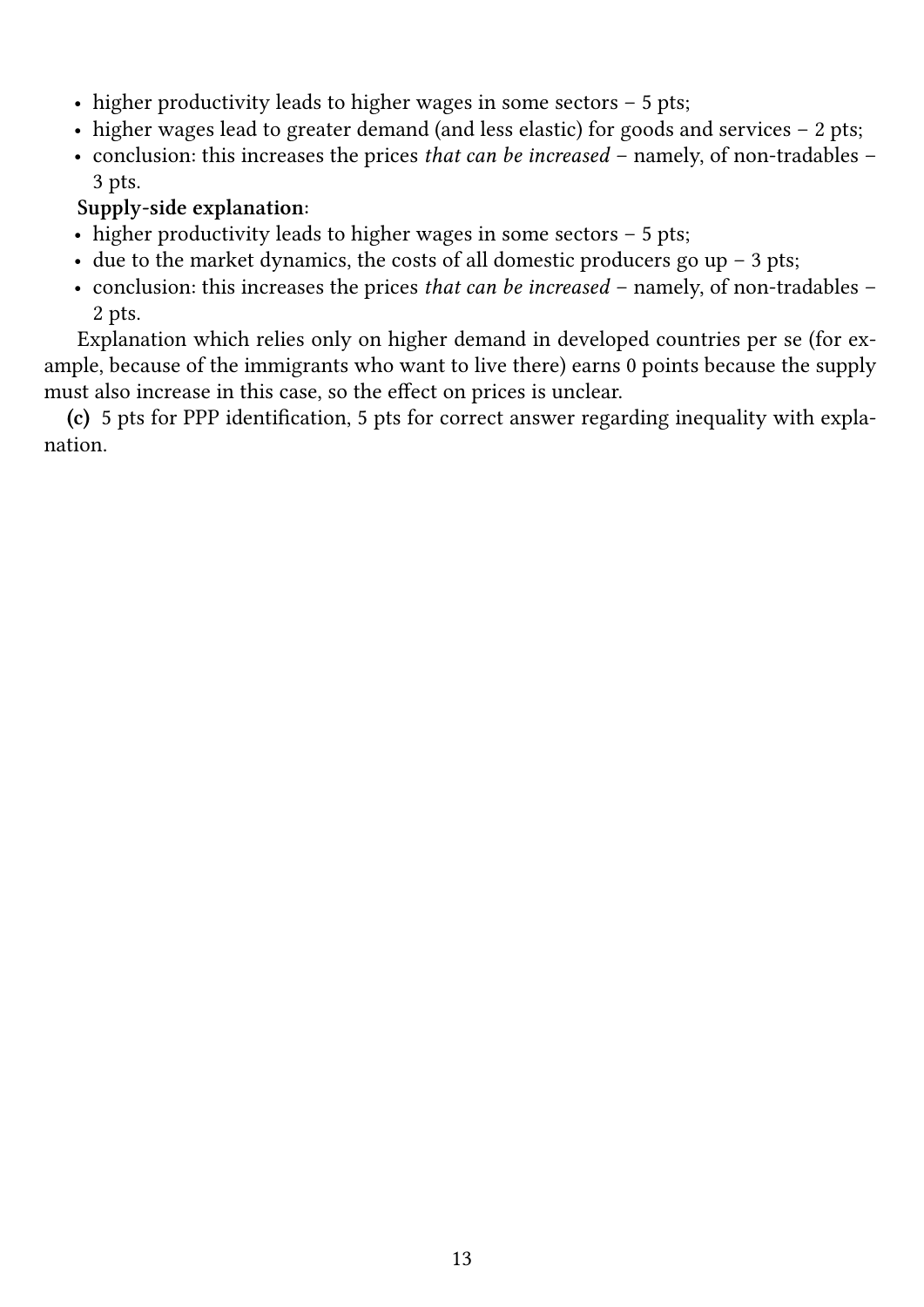- higher productivity leads to higher wages in some sectors – 5 pts;
- higher wages lead to greater demand (and less elastic) for goods and services – 2 pts;
- conclusion: this increases the prices *that can be increased* – namely, of non-tradables – 3 pts.

**Supply-side explanation**:

- higher productivity leads to higher wages in some sectors – 5 pts;
- due to the market dynamics, the costs of all domestic producers go up – 3 pts;
- conclusion: this increases the prices *that can be increased* – namely, of non-tradables – 2 pts.

Explanation which relies only on higher demand in developed countries per se (for example, because of the immigrants who want to live there) earns 0 points because the supply must also increase in this case, so the effect on prices is unclear.

**(c)** 5 pts for PPP identification, 5 pts for correct answer regarding inequality with explanation.